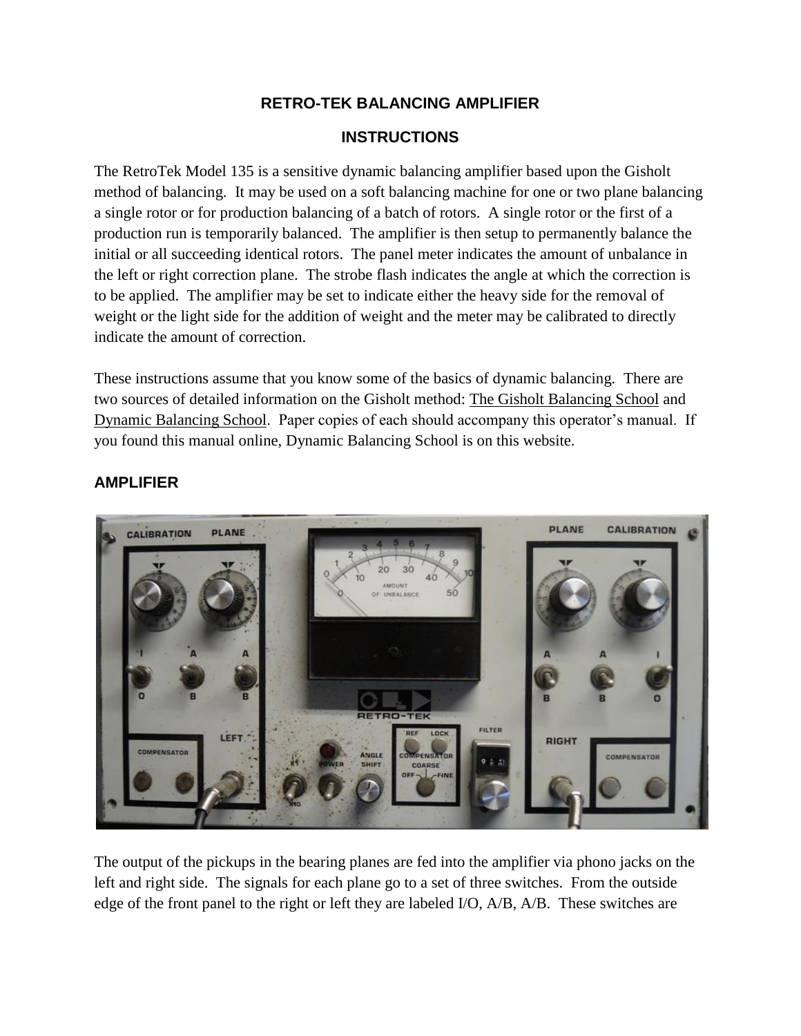# RETRO-TEK BALANCING AMPLIFIER

## INSTRUCTIONS

The RetroTek Model 135 is a sensitive dynamic balancing amplifier based upon the Gisholt method of balancing. It may be used on a soft balancing machine for one or two plane balancing a single rotor or for production balancing of a batch of rotors. A single rotor or the first of a production run is temporarily balanced. The amplifier is then setup to permanently balance the initial or all succeeding identical rotors. The panel meter indicates the amount of unbalance in the left or right correction plane. The strobe flash indicates the angle at which the correction is to be applied. The amplifier may be set to indicate either the heavy side for the removal of weight or the light side for the addition of weight and the meter may be calibrated to directly indicate the amount of correction.

These instructions assume that you know some of the basics of dynamic balancing. There are two sources of detailed information on the Gisholt method: The Gisholt Balancing School and Dynamic Balancing School. Paper copies of each should accompany this operator's manual. If you found this manual online, Dynamic Balancing School is on this website.

### AMPLIFIER

The output of the pickups in the bearing planes are fed into the amplifier via phono jacks on the left and right side. The signals for each plane go to a set of three switches. From the outside edge of the front panel to the right or left they are labeled I/O, A/B, A/B. These switches are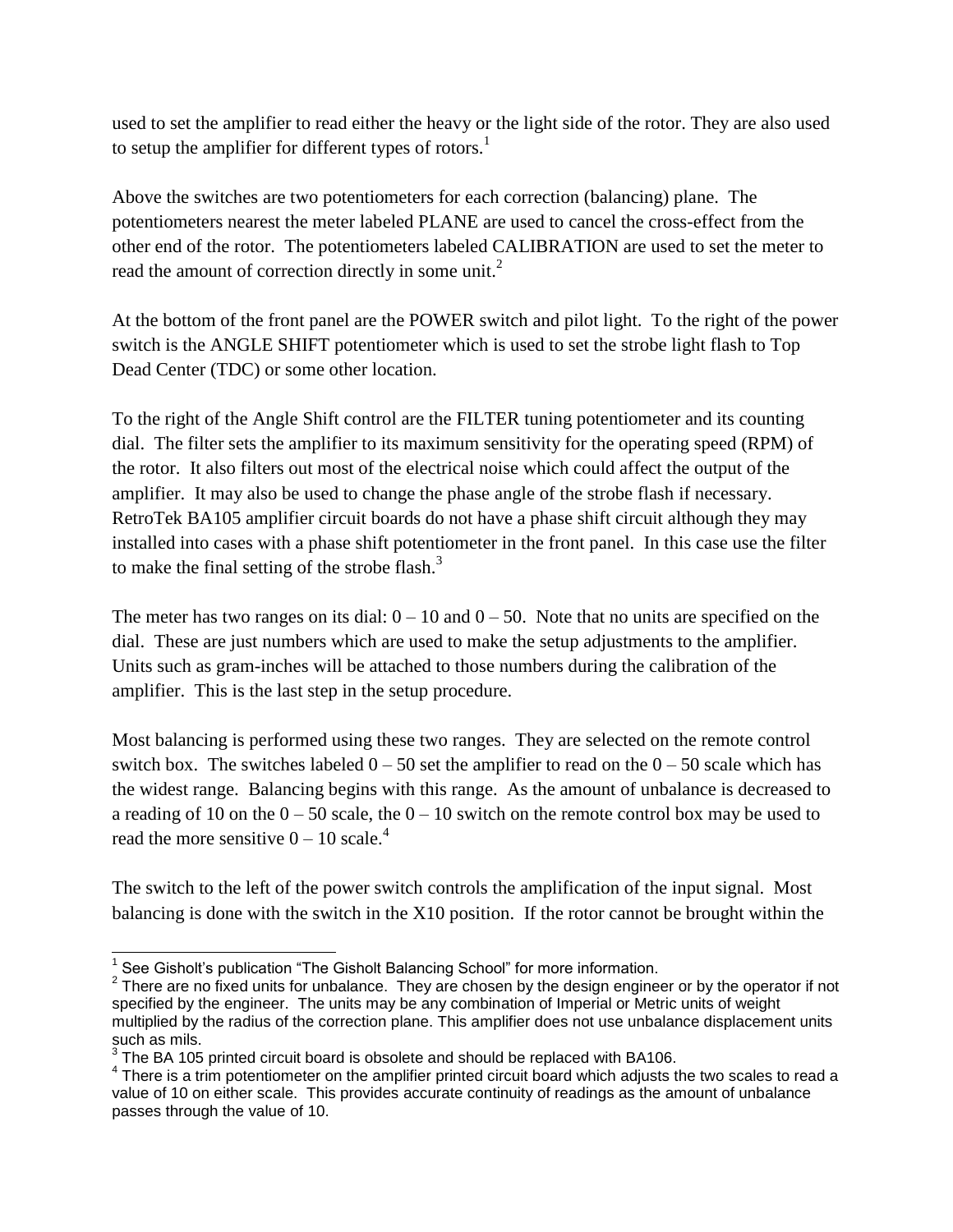used to set the amplifier to read either the heavy or the light side of the rotor. They are also used to setup the amplifier for different types of rotors.[1]

Above the switches are two potentiometers for each correction (balancing) plane. The potentiometers nearest the meter labeled PLANE are used to cancel the cross-effect from the other end of the rotor. The potentiometers labeled CALIBRATION are used to set the meter to read the amount of correction directly in some unit.[2]

At the bottom of the front panel are the POWER switch and pilot light. To the right of the power switch is the ANGLE SHIFT potentiometer which is used to set the strobe light flash to Top Dead Center (TDC) or some other location.

To the right of the Angle Shift control are the FILTER tuning potentiometer and its counting dial. The filter sets the amplifier to its maximum sensitivity for the operating speed (RPM) of the rotor. It also filters out most of the electrical noise which could affect the output of the amplifier. It may also be used to change the phase angle of the strobe flash if necessary. RetroTek BA105 amplifier circuit boards do not have a phase shift circuit although they may installed into cases with a phase shift potentiometer in the front panel. In this case use the filter to make the final setting of the strobe flash.[3]

The meter has two ranges on its dial: 0 – 10 and 0 – 50. Note that no units are specified on the dial. These are just numbers which are used to make the setup adjustments to the amplifier. Units such as gram-inches will be attached to those numbers during the calibration of the amplifier. This is the last step in the setup procedure.

Most balancing is performed using these two ranges. They are selected on the remote control switch box. The switches labeled 0 – 50 set the amplifier to read on the 0 – 50 scale which has the widest range. Balancing begins with this range. As the amount of unbalance is decreased to a reading of 10 on the 0 – 50 scale, the 0 – 10 switch on the remote control box may be used to read the more sensitive 0 – 10 scale.[4]

The switch to the left of the power switch controls the amplification of the input signal. Most balancing is done with the switch in the X10 position. If the rotor cannot be brought within the

---

[1] See Gisholt's publication "The Gisholt Balancing School" for more information.

[2] There are no fixed units for unbalance. They are chosen by the design engineer or by the operator if not specified by the engineer. The units may be any combination of Imperial or Metric units of weight multiplied by the radius of the correction plane. This amplifier does not use unbalance displacement units such as mils.

[3] The BA 105 printed circuit board is obsolete and should be replaced with BA106.

[4] There is a trim potentiometer on the amplifier printed circuit board which adjusts the two scales to read a value of 10 on either scale. This provides accurate continuity of readings as the amount of unbalance passes through the value of 10.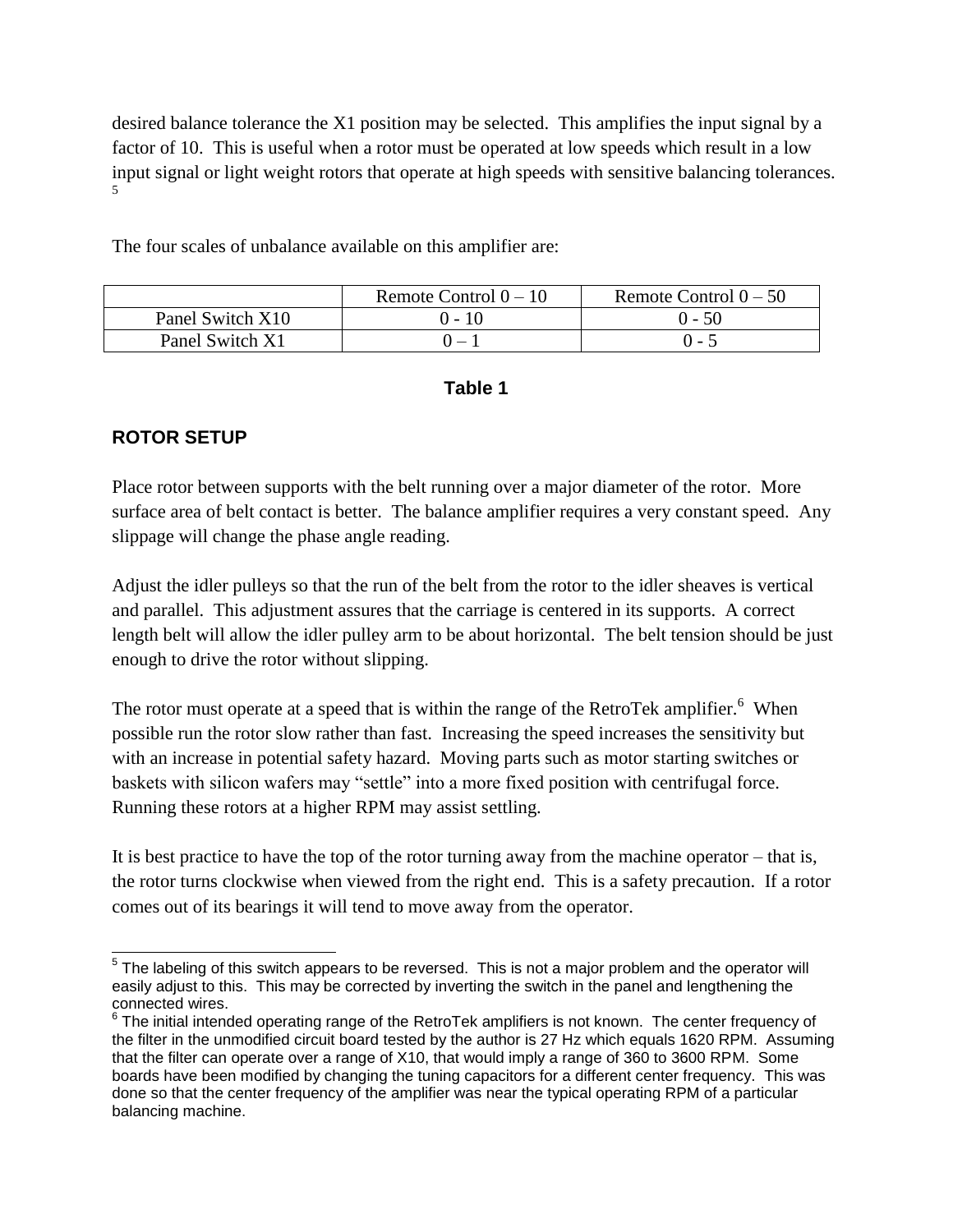desired balance tolerance the X1 position may be selected. This amplifies the input signal by a factor of 10. This is useful when a rotor must be operated at low speeds which result in a low input signal or light weight rotors that operate at high speeds with sensitive balancing tolerances. [5]

The four scales of unbalance available on this amplifier are:

| | Remote Control 0 – 10 | Remote Control 0 – 50 |
|---|---|---|
| Panel Switch X10 | 0 - 10 | 0 - 50 |
| Panel Switch X1 | 0 – 1 | 0 - 5 |

**Table 1**

## ROTOR SETUP

Place rotor between supports with the belt running over a major diameter of the rotor. More surface area of belt contact is better. The balance amplifier requires a very constant speed. Any slippage will change the phase angle reading.

Adjust the idler pulleys so that the run of the belt from the rotor to the idler sheaves is vertical and parallel. This adjustment assures that the carriage is centered in its supports. A correct length belt will allow the idler pulley arm to be about horizontal. The belt tension should be just enough to drive the rotor without slipping.

The rotor must operate at a speed that is within the range of the RetroTek amplifier.[6] When possible run the rotor slow rather than fast. Increasing the speed increases the sensitivity but with an increase in potential safety hazard. Moving parts such as motor starting switches or baskets with silicon wafers may "settle" into a more fixed position with centrifugal force. Running these rotors at a higher RPM may assist settling.

It is best practice to have the top of the rotor turning away from the machine operator – that is, the rotor turns clockwise when viewed from the right end. This is a safety precaution. If a rotor comes out of its bearings it will tend to move away from the operator.

---

[5] The labeling of this switch appears to be reversed. This is not a major problem and the operator will easily adjust to this. This may be corrected by inverting the switch in the panel and lengthening the connected wires.

[6] The initial intended operating range of the RetroTek amplifiers is not known. The center frequency of the filter in the unmodified circuit board tested by the author is 27 Hz which equals 1620 RPM. Assuming that the filter can operate over a range of X10, that would imply a range of 360 to 3600 RPM. Some boards have been modified by changing the tuning capacitors for a different center frequency. This was done so that the center frequency of the amplifier was near the typical operating RPM of a particular balancing machine.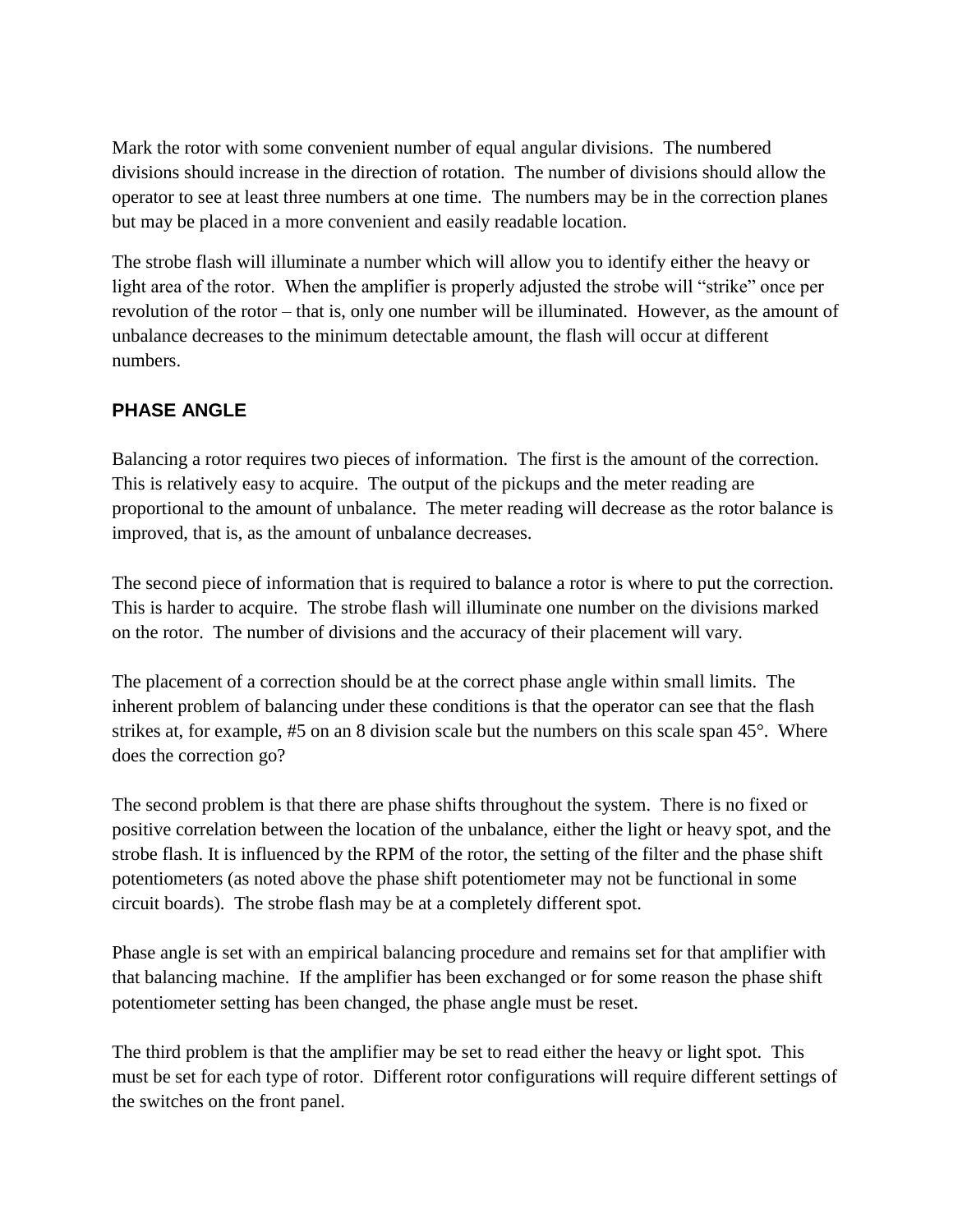Mark the rotor with some convenient number of equal angular divisions. The numbered divisions should increase in the direction of rotation. The number of divisions should allow the operator to see at least three numbers at one time. The numbers may be in the correction planes but may be placed in a more convenient and easily readable location.

The strobe flash will illuminate a number which will allow you to identify either the heavy or light area of the rotor. When the amplifier is properly adjusted the strobe will "strike" once per revolution of the rotor – that is, only one number will be illuminated. However, as the amount of unbalance decreases to the minimum detectable amount, the flash will occur at different numbers.

## PHASE ANGLE

Balancing a rotor requires two pieces of information. The first is the amount of the correction. This is relatively easy to acquire. The output of the pickups and the meter reading are proportional to the amount of unbalance. The meter reading will decrease as the rotor balance is improved, that is, as the amount of unbalance decreases.

The second piece of information that is required to balance a rotor is where to put the correction. This is harder to acquire. The strobe flash will illuminate one number on the divisions marked on the rotor. The number of divisions and the accuracy of their placement will vary.

The placement of a correction should be at the correct phase angle within small limits. The inherent problem of balancing under these conditions is that the operator can see that the flash strikes at, for example, #5 on an 8 division scale but the numbers on this scale span 45°. Where does the correction go?

The second problem is that there are phase shifts throughout the system. There is no fixed or positive correlation between the location of the unbalance, either the light or heavy spot, and the strobe flash. It is influenced by the RPM of the rotor, the setting of the filter and the phase shift potentiometers (as noted above the phase shift potentiometer may not be functional in some circuit boards). The strobe flash may be at a completely different spot.

Phase angle is set with an empirical balancing procedure and remains set for that amplifier with that balancing machine. If the amplifier has been exchanged or for some reason the phase shift potentiometer setting has been changed, the phase angle must be reset.

The third problem is that the amplifier may be set to read either the heavy or light spot. This must be set for each type of rotor. Different rotor configurations will require different settings of the switches on the front panel.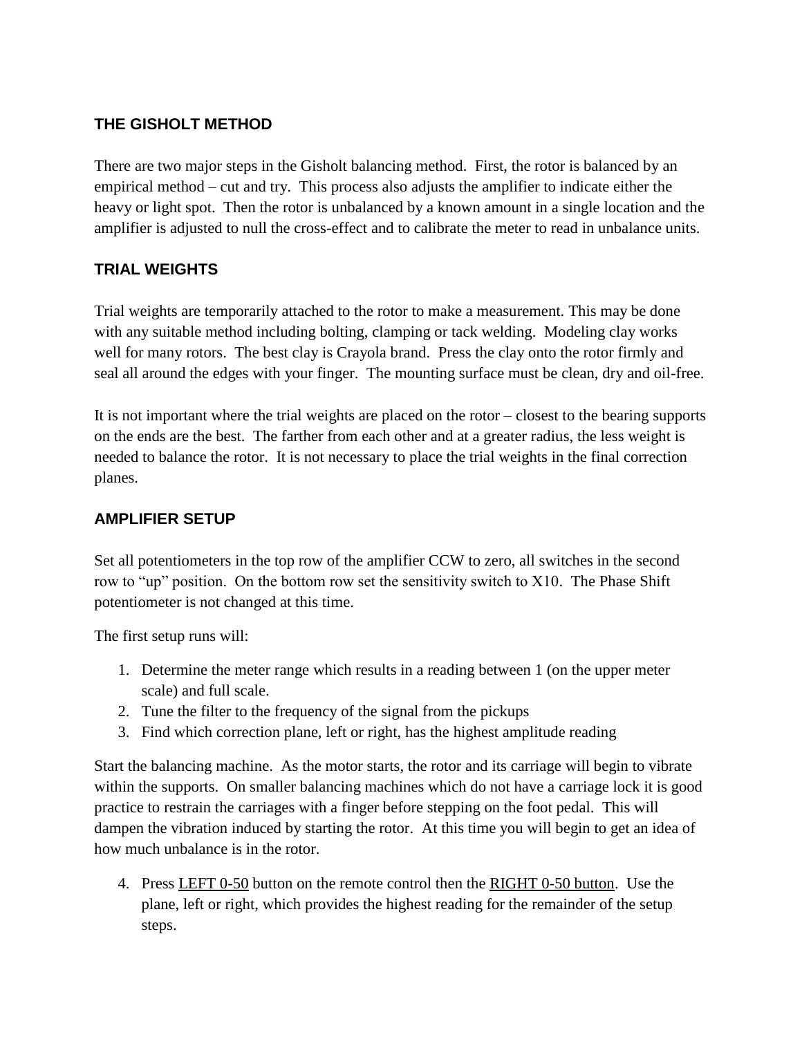## THE GISHOLT METHOD

There are two major steps in the Gisholt balancing method. First, the rotor is balanced by an empirical method – cut and try. This process also adjusts the amplifier to indicate either the heavy or light spot. Then the rotor is unbalanced by a known amount in a single location and the amplifier is adjusted to null the cross-effect and to calibrate the meter to read in unbalance units.

## TRIAL WEIGHTS

Trial weights are temporarily attached to the rotor to make a measurement. This may be done with any suitable method including bolting, clamping or tack welding. Modeling clay works well for many rotors. The best clay is Crayola brand. Press the clay onto the rotor firmly and seal all around the edges with your finger. The mounting surface must be clean, dry and oil-free.

It is not important where the trial weights are placed on the rotor – closest to the bearing supports on the ends are the best. The farther from each other and at a greater radius, the less weight is needed to balance the rotor. It is not necessary to place the trial weights in the final correction planes.

## AMPLIFIER SETUP

Set all potentiometers in the top row of the amplifier CCW to zero, all switches in the second row to "up" position. On the bottom row set the sensitivity switch to X10. The Phase Shift potentiometer is not changed at this time.

The first setup runs will:

1. Determine the meter range which results in a reading between 1 (on the upper meter scale) and full scale.
2. Tune the filter to the frequency of the signal from the pickups
3. Find which correction plane, left or right, has the highest amplitude reading

Start the balancing machine. As the motor starts, the rotor and its carriage will begin to vibrate within the supports. On smaller balancing machines which do not have a carriage lock it is good practice to restrain the carriages with a finger before stepping on the foot pedal. This will dampen the vibration induced by starting the rotor. At this time you will begin to get an idea of how much unbalance is in the rotor.

4. Press <u>LEFT 0-50</u> button on the remote control then the <u>RIGHT 0-50 button</u>. Use the plane, left or right, which provides the highest reading for the remainder of the setup steps.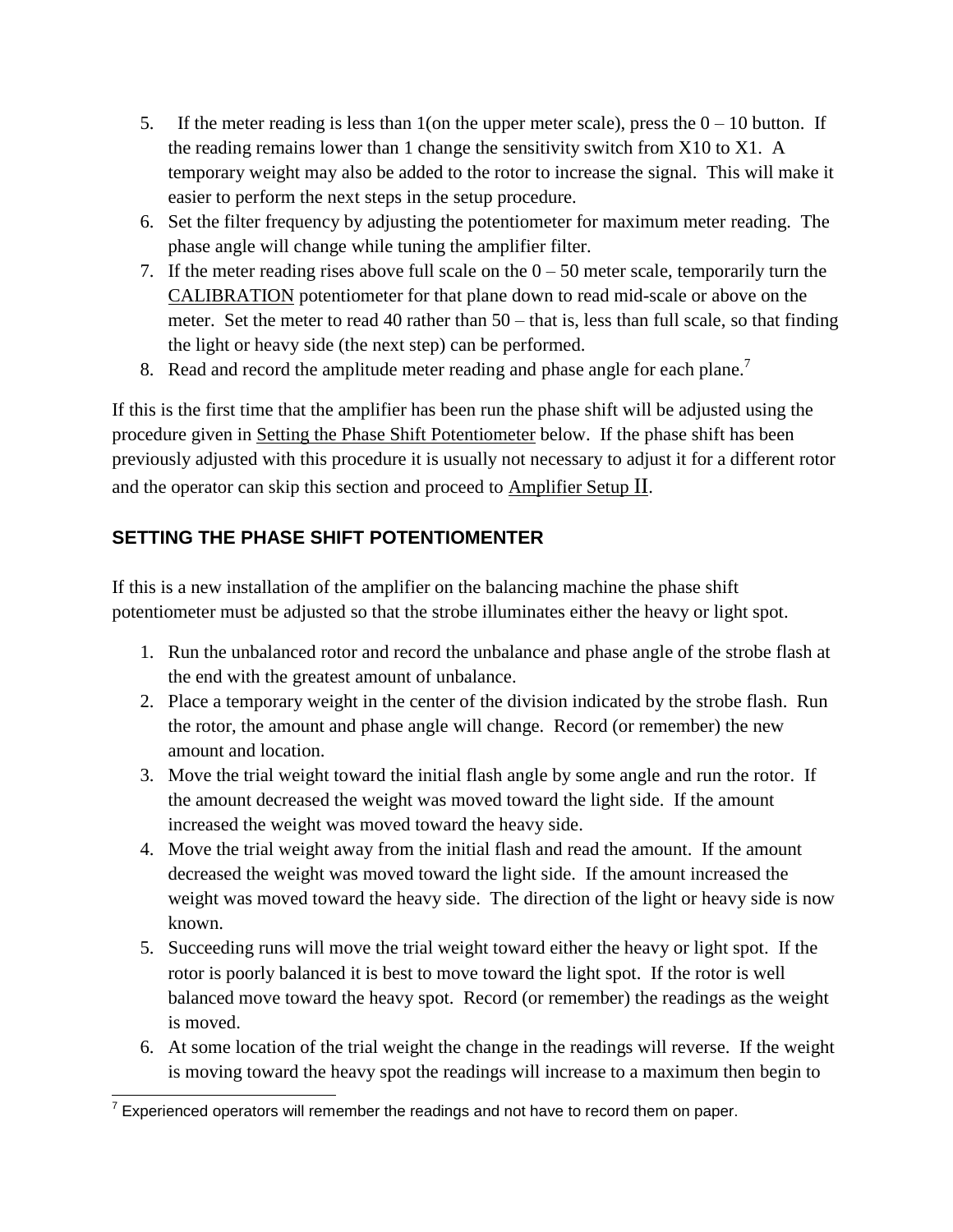5. If the meter reading is less than 1(on the upper meter scale), press the 0 – 10 button. If the reading remains lower than 1 change the sensitivity switch from X10 to X1. A temporary weight may also be added to the rotor to increase the signal. This will make it easier to perform the next steps in the setup procedure.
6. Set the filter frequency by adjusting the potentiometer for maximum meter reading. The phase angle will change while tuning the amplifier filter.
7. If the meter reading rises above full scale on the 0 – 50 meter scale, temporarily turn the CALIBRATION potentiometer for that plane down to read mid-scale or above on the meter. Set the meter to read 40 rather than 50 – that is, less than full scale, so that finding the light or heavy side (the next step) can be performed.
8. Read and record the amplitude meter reading and phase angle for each plane.[7]

If this is the first time that the amplifier has been run the phase shift will be adjusted using the procedure given in Setting the Phase Shift Potentiometer below. If the phase shift has been previously adjusted with this procedure it is usually not necessary to adjust it for a different rotor and the operator can skip this section and proceed to Amplifier Setup II.

## SETTING THE PHASE SHIFT POTENTIOMENTER

If this is a new installation of the amplifier on the balancing machine the phase shift potentiometer must be adjusted so that the strobe illuminates either the heavy or light spot.

1. Run the unbalanced rotor and record the unbalance and phase angle of the strobe flash at the end with the greatest amount of unbalance.
2. Place a temporary weight in the center of the division indicated by the strobe flash. Run the rotor, the amount and phase angle will change. Record (or remember) the new amount and location.
3. Move the trial weight toward the initial flash angle by some angle and run the rotor. If the amount decreased the weight was moved toward the light side. If the amount increased the weight was moved toward the heavy side.
4. Move the trial weight away from the initial flash and read the amount. If the amount decreased the weight was moved toward the light side. If the amount increased the weight was moved toward the heavy side. The direction of the light or heavy side is now known.
5. Succeeding runs will move the trial weight toward either the heavy or light spot. If the rotor is poorly balanced it is best to move toward the light spot. If the rotor is well balanced move toward the heavy spot. Record (or remember) the readings as the weight is moved.
6. At some location of the trial weight the change in the readings will reverse. If the weight is moving toward the heavy spot the readings will increase to a maximum then begin to

[7] Experienced operators will remember the readings and not have to record them on paper.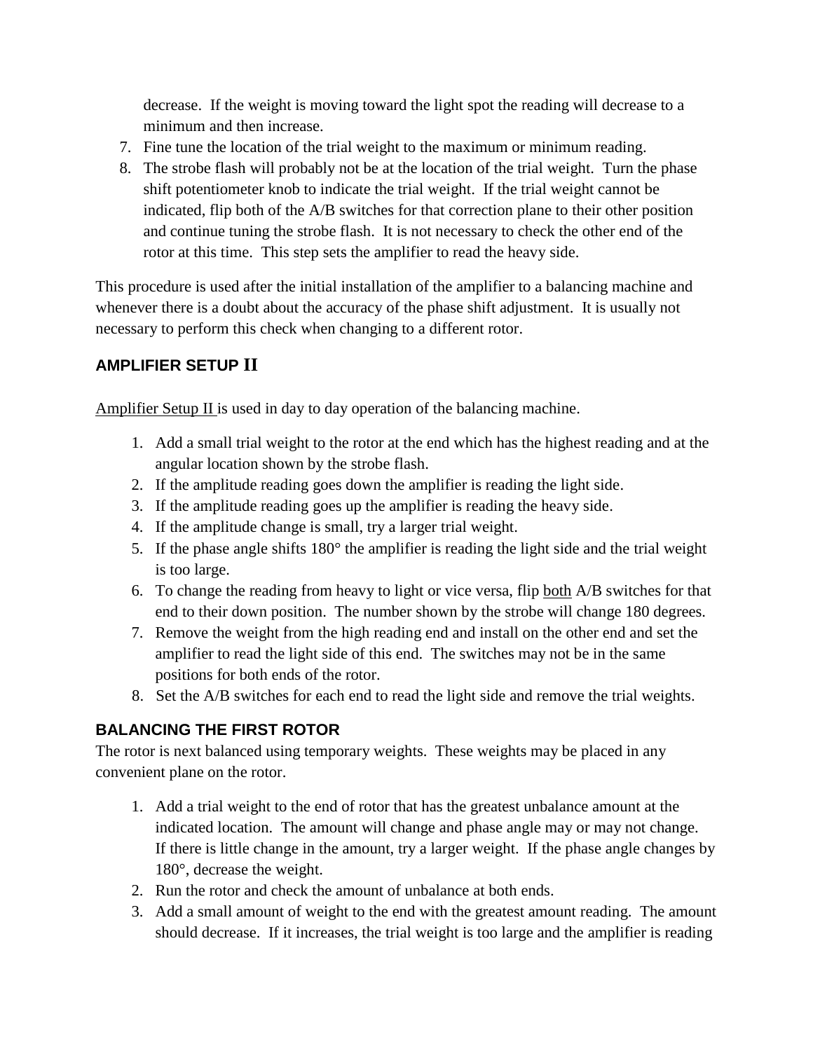decrease. If the weight is moving toward the light spot the reading will decrease to a minimum and then increase.

7. Fine tune the location of the trial weight to the maximum or minimum reading.
8. The strobe flash will probably not be at the location of the trial weight. Turn the phase shift potentiometer knob to indicate the trial weight. If the trial weight cannot be indicated, flip both of the A/B switches for that correction plane to their other position and continue tuning the strobe flash. It is not necessary to check the other end of the rotor at this time. This step sets the amplifier to read the heavy side.

This procedure is used after the initial installation of the amplifier to a balancing machine and whenever there is a doubt about the accuracy of the phase shift adjustment. It is usually not necessary to perform this check when changing to a different rotor.

## AMPLIFIER SETUP II

<u>Amplifier Setup II</u> is used in day to day operation of the balancing machine.

1. Add a small trial weight to the rotor at the end which has the highest reading and at the angular location shown by the strobe flash.
2. If the amplitude reading goes down the amplifier is reading the light side.
3. If the amplitude reading goes up the amplifier is reading the heavy side.
4. If the amplitude change is small, try a larger trial weight.
5. If the phase angle shifts 180° the amplifier is reading the light side and the trial weight is too large.
6. To change the reading from heavy to light or vice versa, flip <u>both</u> A/B switches for that end to their down position. The number shown by the strobe will change 180 degrees.
7. Remove the weight from the high reading end and install on the other end and set the amplifier to read the light side of this end. The switches may not be in the same positions for both ends of the rotor.
8. Set the A/B switches for each end to read the light side and remove the trial weights.

## BALANCING THE FIRST ROTOR

The rotor is next balanced using temporary weights. These weights may be placed in any convenient plane on the rotor.

1. Add a trial weight to the end of rotor that has the greatest unbalance amount at the indicated location. The amount will change and phase angle may or may not change. If there is little change in the amount, try a larger weight. If the phase angle changes by 180°, decrease the weight.
2. Run the rotor and check the amount of unbalance at both ends.
3. Add a small amount of weight to the end with the greatest amount reading. The amount should decrease. If it increases, the trial weight is too large and the amplifier is reading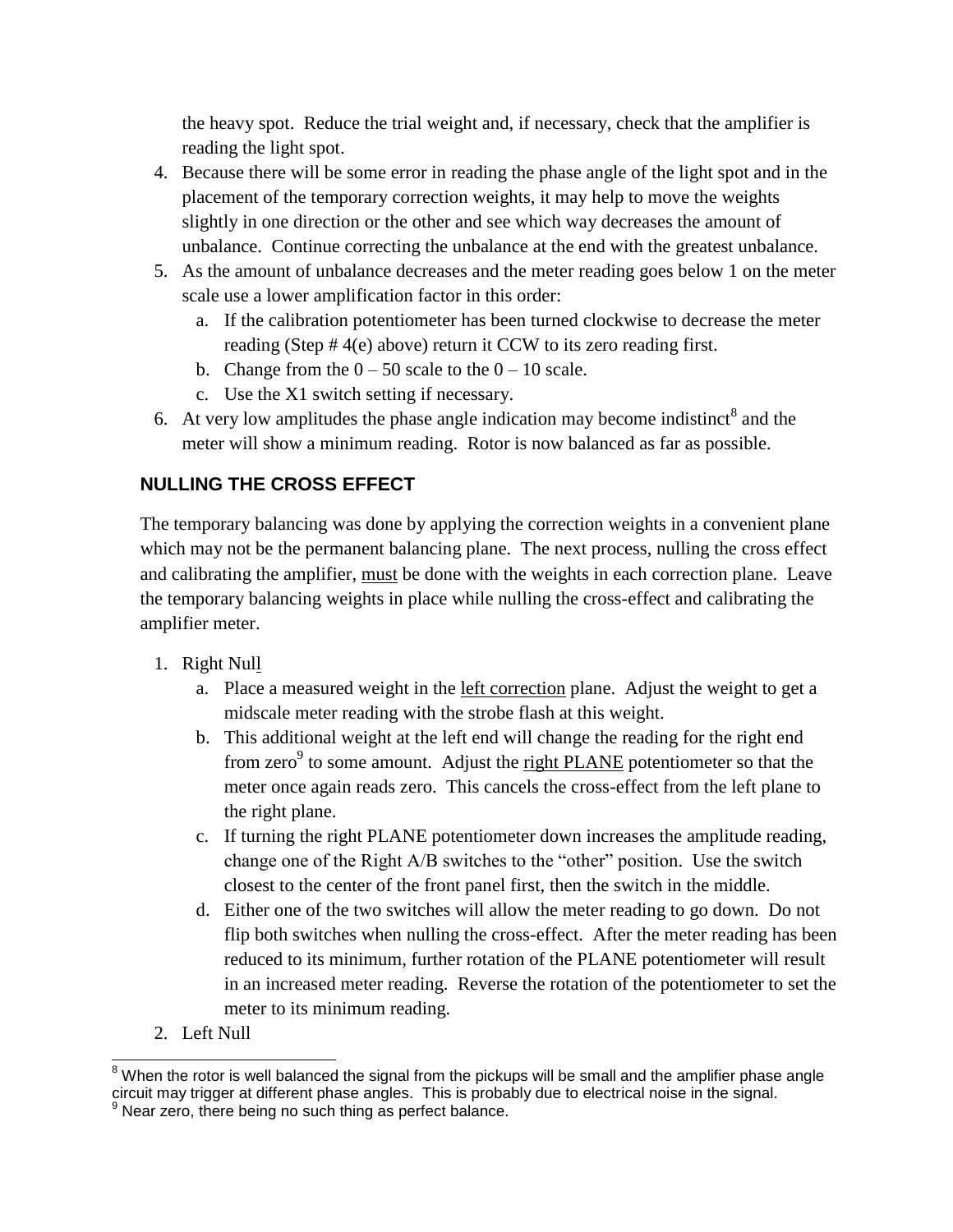the heavy spot. Reduce the trial weight and, if necessary, check that the amplifier is reading the light spot.

4. Because there will be some error in reading the phase angle of the light spot and in the placement of the temporary correction weights, it may help to move the weights slightly in one direction or the other and see which way decreases the amount of unbalance. Continue correcting the unbalance at the end with the greatest unbalance.
5. As the amount of unbalance decreases and the meter reading goes below 1 on the meter scale use a lower amplification factor in this order:
   a. If the calibration potentiometer has been turned clockwise to decrease the meter reading (Step # 4(e) above) return it CCW to its zero reading first.
   b. Change from the 0 – 50 scale to the 0 – 10 scale.
   c. Use the X1 switch setting if necessary.
6. At very low amplitudes the phase angle indication may become indistinct[8] and the meter will show a minimum reading. Rotor is now balanced as far as possible.

## NULLING THE CROSS EFFECT

The temporary balancing was done by applying the correction weights in a convenient plane which may not be the permanent balancing plane. The next process, nulling the cross effect and calibrating the amplifier, must be done with the weights in each correction plane. Leave the temporary balancing weights in place while nulling the cross-effect and calibrating the amplifier meter.

1. Right Null
   a. Place a measured weight in the left correction plane. Adjust the weight to get a midscale meter reading with the strobe flash at this weight.
   b. This additional weight at the left end will change the reading for the right end from zero[9] to some amount. Adjust the right PLANE potentiometer so that the meter once again reads zero. This cancels the cross-effect from the left plane to the right plane.
   c. If turning the right PLANE potentiometer down increases the amplitude reading, change one of the Right A/B switches to the "other" position. Use the switch closest to the center of the front panel first, then the switch in the middle.
   d. Either one of the two switches will allow the meter reading to go down. Do not flip both switches when nulling the cross-effect. After the meter reading has been reduced to its minimum, further rotation of the PLANE potentiometer will result in an increased meter reading. Reverse the rotation of the potentiometer to set the meter to its minimum reading.
2. Left Null

[8] When the rotor is well balanced the signal from the pickups will be small and the amplifier phase angle circuit may trigger at different phase angles. This is probably due to electrical noise in the signal.

[9] Near zero, there being no such thing as perfect balance.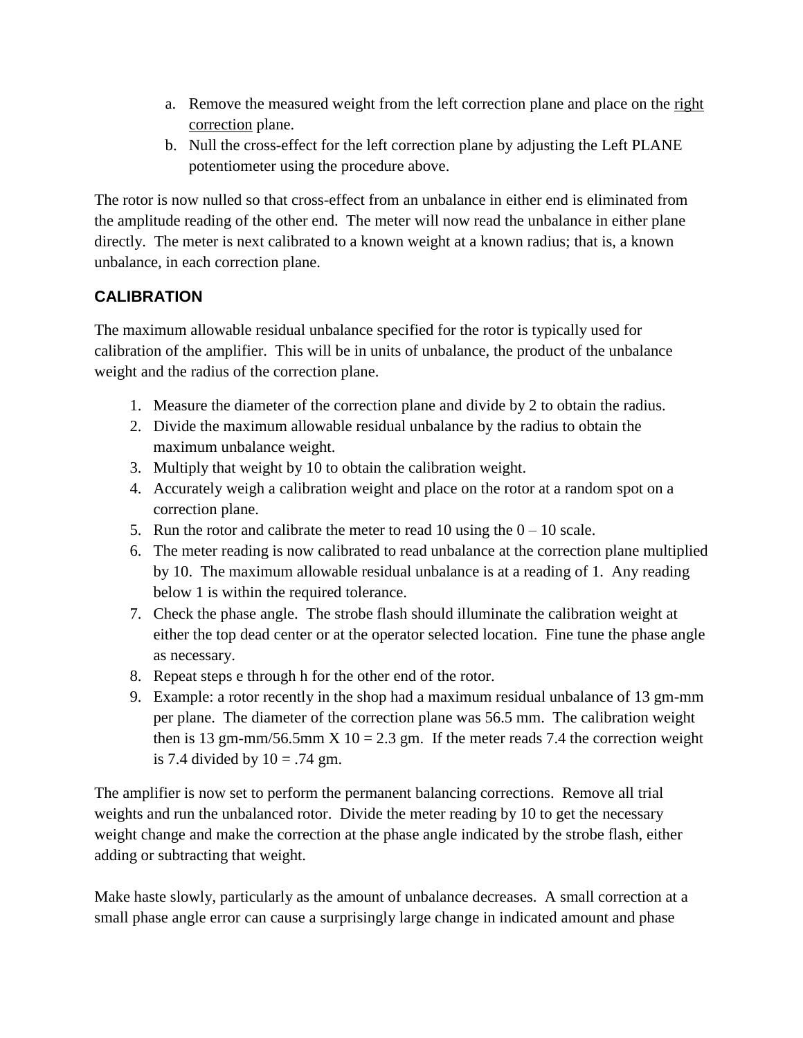a. Remove the measured weight from the left correction plane and place on the <u>right correction</u> plane.
b. Null the cross-effect for the left correction plane by adjusting the Left PLANE potentiometer using the procedure above.

The rotor is now nulled so that cross-effect from an unbalance in either end is eliminated from the amplitude reading of the other end. The meter will now read the unbalance in either plane directly. The meter is next calibrated to a known weight at a known radius; that is, a known unbalance, in each correction plane.

## CALIBRATION

The maximum allowable residual unbalance specified for the rotor is typically used for calibration of the amplifier. This will be in units of unbalance, the product of the unbalance weight and the radius of the correction plane.

1. Measure the diameter of the correction plane and divide by 2 to obtain the radius.
2. Divide the maximum allowable residual unbalance by the radius to obtain the maximum unbalance weight.
3. Multiply that weight by 10 to obtain the calibration weight.
4. Accurately weigh a calibration weight and place on the rotor at a random spot on a correction plane.
5. Run the rotor and calibrate the meter to read 10 using the 0 – 10 scale.
6. The meter reading is now calibrated to read unbalance at the correction plane multiplied by 10. The maximum allowable residual unbalance is at a reading of 1. Any reading below 1 is within the required tolerance.
7. Check the phase angle. The strobe flash should illuminate the calibration weight at either the top dead center or at the operator selected location. Fine tune the phase angle as necessary.
8. Repeat steps e through h for the other end of the rotor.
9. Example: a rotor recently in the shop had a maximum residual unbalance of 13 gm-mm per plane. The diameter of the correction plane was 56.5 mm. The calibration weight then is 13 gm-mm/56.5mm X 10 = 2.3 gm. If the meter reads 7.4 the correction weight is 7.4 divided by 10 = .74 gm.

The amplifier is now set to perform the permanent balancing corrections. Remove all trial weights and run the unbalanced rotor. Divide the meter reading by 10 to get the necessary weight change and make the correction at the phase angle indicated by the strobe flash, either adding or subtracting that weight.

Make haste slowly, particularly as the amount of unbalance decreases. A small correction at a small phase angle error can cause a surprisingly large change in indicated amount and phase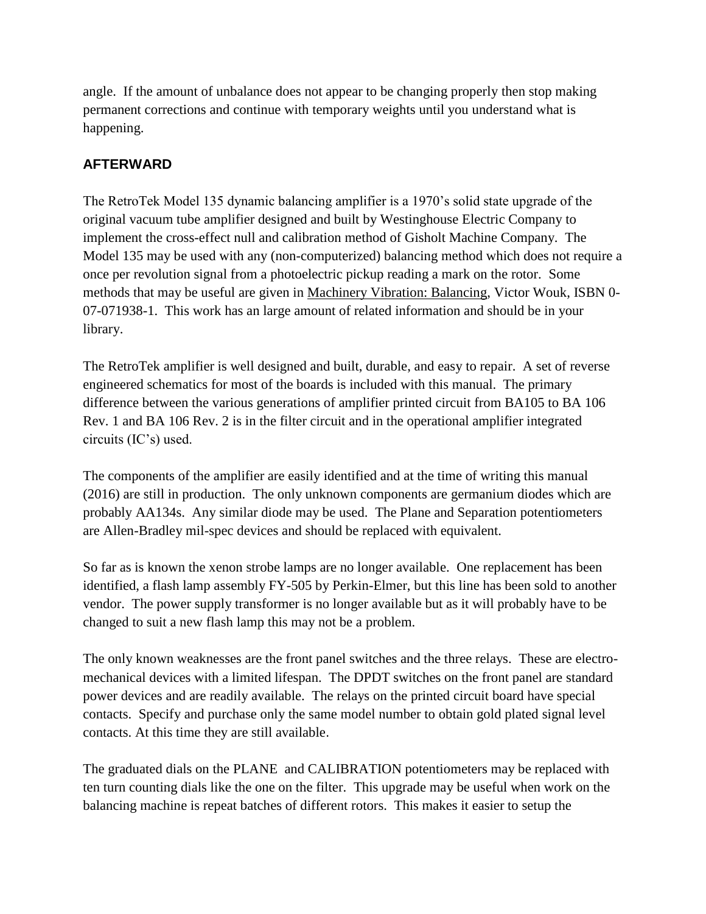angle. If the amount of unbalance does not appear to be changing properly then stop making permanent corrections and continue with temporary weights until you understand what is happening.

## AFTERWARD

The RetroTek Model 135 dynamic balancing amplifier is a 1970's solid state upgrade of the original vacuum tube amplifier designed and built by Westinghouse Electric Company to implement the cross-effect null and calibration method of Gisholt Machine Company. The Model 135 may be used with any (non-computerized) balancing method which does not require a once per revolution signal from a photoelectric pickup reading a mark on the rotor. Some methods that may be useful are given in Machinery Vibration: Balancing, Victor Wouk, ISBN 0-07-071938-1. This work has an large amount of related information and should be in your library.

The RetroTek amplifier is well designed and built, durable, and easy to repair. A set of reverse engineered schematics for most of the boards is included with this manual. The primary difference between the various generations of amplifier printed circuit from BA105 to BA 106 Rev. 1 and BA 106 Rev. 2 is in the filter circuit and in the operational amplifier integrated circuits (IC's) used.

The components of the amplifier are easily identified and at the time of writing this manual (2016) are still in production. The only unknown components are germanium diodes which are probably AA134s. Any similar diode may be used. The Plane and Separation potentiometers are Allen-Bradley mil-spec devices and should be replaced with equivalent.

So far as is known the xenon strobe lamps are no longer available. One replacement has been identified, a flash lamp assembly FY-505 by Perkin-Elmer, but this line has been sold to another vendor. The power supply transformer is no longer available but as it will probably have to be changed to suit a new flash lamp this may not be a problem.

The only known weaknesses are the front panel switches and the three relays. These are electro-mechanical devices with a limited lifespan. The DPDT switches on the front panel are standard power devices and are readily available. The relays on the printed circuit board have special contacts. Specify and purchase only the same model number to obtain gold plated signal level contacts. At this time they are still available.

The graduated dials on the PLANE and CALIBRATION potentiometers may be replaced with ten turn counting dials like the one on the filter. This upgrade may be useful when work on the balancing machine is repeat batches of different rotors. This makes it easier to setup the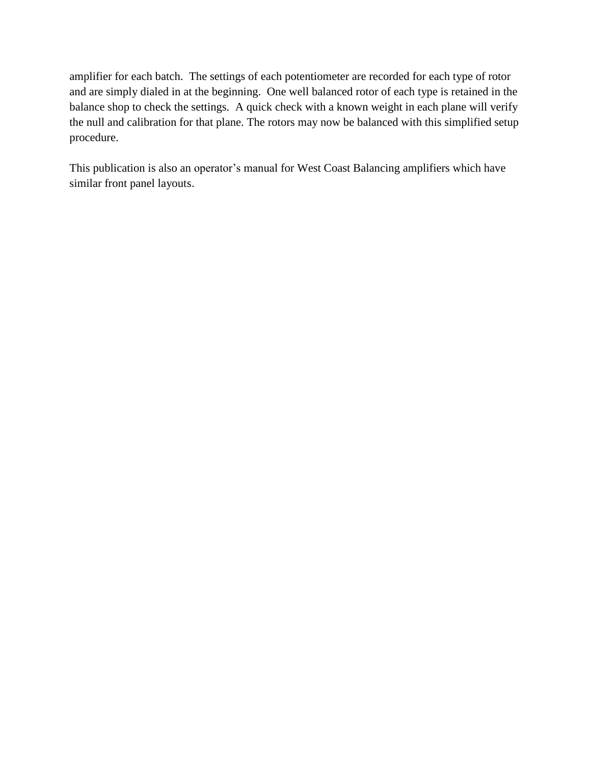amplifier for each batch. The settings of each potentiometer are recorded for each type of rotor and are simply dialed in at the beginning. One well balanced rotor of each type is retained in the balance shop to check the settings. A quick check with a known weight in each plane will verify the null and calibration for that plane. The rotors may now be balanced with this simplified setup procedure.

This publication is also an operator's manual for West Coast Balancing amplifiers which have similar front panel layouts.